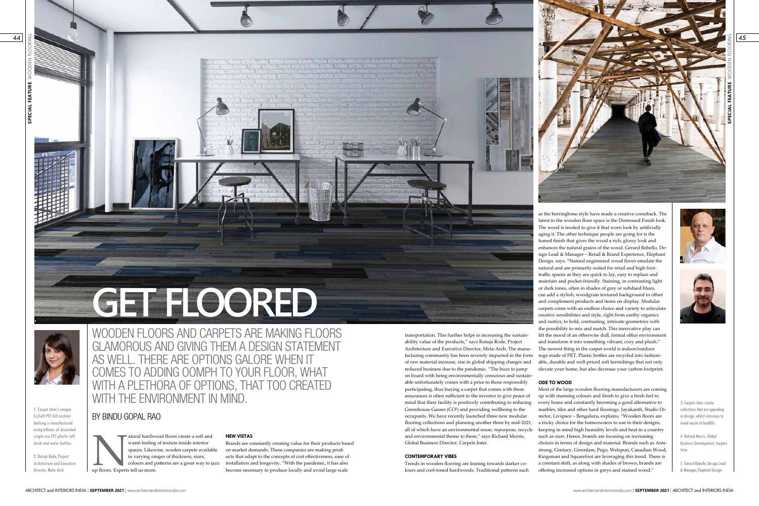# GET FLOORED

## WOODEN FLOORS AND CARPETS ARE MAKING FLOORS GLAMOROUS AND GIVING THEM A DESIGN STATEMENT AS WELL. THERE ARE OPTIONS GALORE WHEN IT COMES TO ADDING OOMPH TO YOUR FLOOR, WHAT WITH A PLETHORA OF OPTIONS, THAT TOO CREATED WITH THE ENVIRONMENT IN MIND.

BY BINDU GOPAL RAO

1. Carpet Inter's unique EcoSoft PET felt cushion backing is manufactured using billions of discarded single-use PET plastic soft drink and water bottles.

2. Rutuja Rode, Project Architecture and Executive Director, Meta-Arch

Natural hardwood floors create a soft and warm feeling of texture inside interior spaces. Likewise, woolen carpets available in varying ranges of thickness, sizes, colours and patterns are a great way to jazz up floors. Experts tell us more.

### NEW VISTAS

Brands are constantly creating value for their products based on market demands. These companies are making products that adapt to the concepts of cost effectiveness, ease of installation and longevity. "With the pandemic, it has also become necessary to produce locally and avoid large scale transportation. This further helps in increasing the sustainability value of the products," says Rutuja Rode, Project Architecture and Executive Director, Meta-Arch. The manufacturing community has been severely impacted in the form of raw material increase, rise in global shipping charges and reduced business due to the pandemic. "The buzz to jump on board with being environmentally conscious and sustainable unfortunately comes with a price to those responsibly participating, thus buying a carpet that comes with these assurances is often sufficient to the investor to give peace of mind that their facility is positively contributing to reducing Greenhouse Gasses ($CO^2$) and providing wellbeing to the occupants. We have recently launched three new modular flooring collections and planning another three by mid-2021, all of which have an environmental reuse, repurpose, recycle and environmental theme to them," says Richard Morris, Global Business Director, Carpets Inter.

### CONTEMPORARY VIBES

Trends in wooden flooring are leaning towards darker colours and cool-toned hardwoods. Traditional patterns such as the herringbone style have made a creative comeback. The latest in the wooden floor space is the Distressed Finish look. The wood is treated to give it that worn look by artificially aging it. The other technique people are going for is the fumed finish that gives the wood a rich, glossy look and enhances the natural grains of the wood. Gerard Rebello, Design Lead & Manager – Retail & Brand Experience, Elephant Design, says, "Stained engineered wood floors emulate the natural and are primarily suited for retail and high foot-traffic spaces as they are quick to lay, easy to replace and maintain and pocket-friendly. Staining, in contrasting light or dark tones, often in shades of grey or subdued blues, can add a stylish, woodgrain textured background to offset and complement products and items on display. Modular carpets come with an endless choice and variety to articulate creative sensibilities and style, right from earthy organics and rustics, to bold, contrasting, intricate geometrics with the possibility to mix and match. This innovative play can lift the mood of an otherwise dull, formal office environment and transform it into something vibrant, cozy and plush." The newest thing in the carpet world is indoor/outdoor rugs made of PET. Plastic bottles are recycled into fashionable, durable and well-priced soft furnishings that not only elevate your home, but also decrease your carbon footprint.

### ODE TO WOOD

Most of the large wooden flooring manufacturers are coming up with stunning colours and finish to give a fresh feel to every home and constantly becoming a good alternative to marbles, tiles and other hard floorings. Jayakanth, Studio Director, Livspace – Bengaluru, explains, "Wooden floors are a tricky choice for the homeowners to use in their designs, keeping in mind high humidity levels and heat in a country such as ours. Hence, brands are focusing on increasing choices in terms of design and material. Brands such as Armstrong, Century, Greenlam, Pego, Welspun, Canadian Wood, Kingsman and Squarefoot are leveraging this trend. There is a constant shift, as along with shades of brown, brands are offering increased options in greys and stained wood."

3. Carpets Inter create collections that are appealing in design, whilst conscious to avoid waste to landfills.

4. Richard Morris, Global Business Development, Carpets Inter

5. Gerard Rebello, Design Lead & Manager, Elephant Design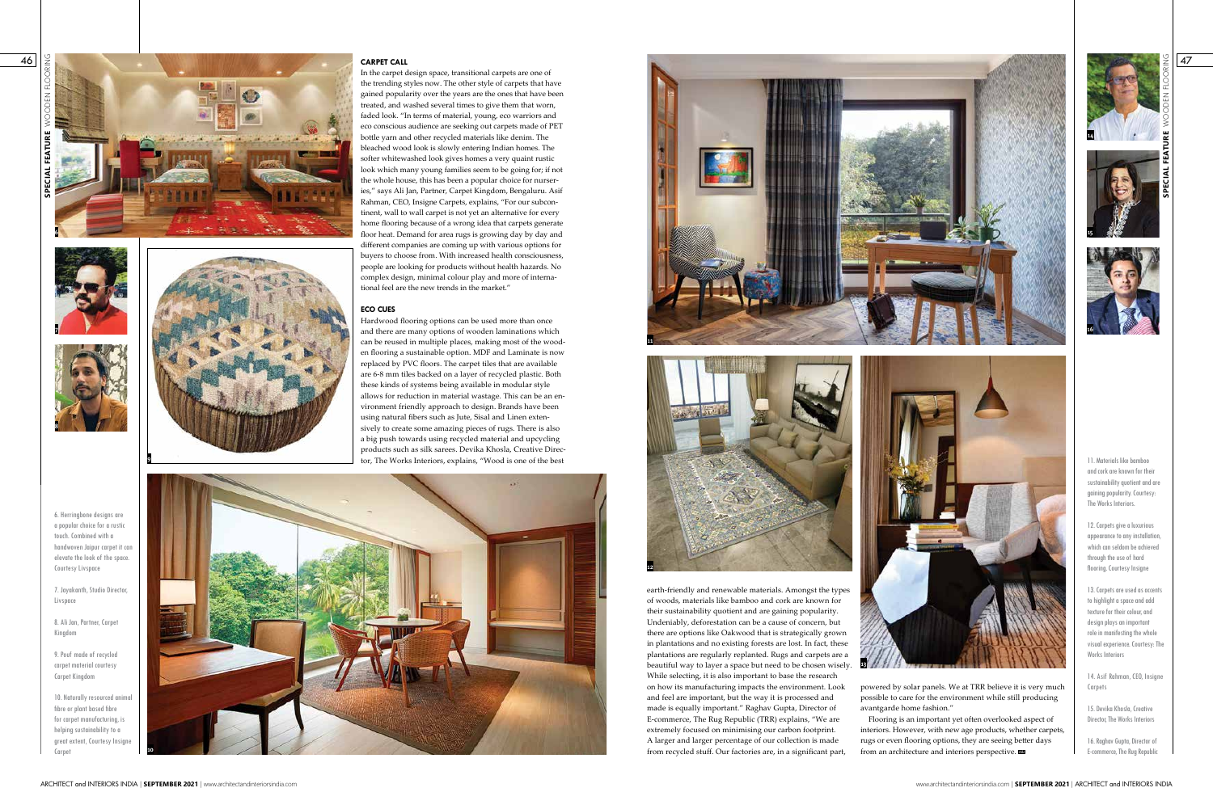## CARPET CALL

In the carpet design space, transitional carpets are one of the trending styles now. The other style of carpets that have gained popularity over the years are the ones that have been treated, and washed several times to give them that worn, faded look. "In terms of material, young, eco warriors and eco conscious audience are seeking out carpets made of PET bottle yarn and other recycled materials like denim. The bleached wood look is slowly entering Indian homes. The softer whitewashed look gives homes a very quaint rustic look which many young families seem to be going for; if not the whole house, this has been a popular choice for nurseries," says Ali Jan, Partner, Carpet Kingdom, Bengaluru. Asif Rahman, CEO, Insigne Carpets, explains, "For our subcontinent, wall to wall carpet is not yet an alternative for every home flooring because of a wrong idea that carpets generate floor heat. Demand for area rugs is growing day by day and different companies are coming up with various options for buyers to choose from. With increased health consciousness, people are looking for products without health hazards. No complex design, minimal colour play and more of international feel are the new trends in the market."

## ECO CUES

Hardwood flooring options can be used more than once and there are many options of wooden laminations which can be reused in multiple places, making most of the wooden flooring a sustainable option. MDF and Laminate is now replaced by PVC floors. The carpet tiles that are available are 6-8 mm tiles backed on a layer of recycled plastic. Both these kinds of systems being available in modular style allows for reduction in material wastage. This can be an environment friendly approach to design. Brands have been using natural fibers such as Jute, Sisal and Linen extensively to create some amazing pieces of rugs. There is also a big push towards using recycled material and upcycling products such as silk sarees. Devika Khosla, Creative Director, The Works Interiors, explains, "Wood is one of the best earth-friendly and renewable materials. Amongst the types of woods, materials like bamboo and cork are known for their sustainability quotient and are gaining popularity. Undeniably, deforestation can be a cause of concern, but there are options like Oakwood that is strategically grown in plantations and no existing forests are lost. In fact, these plantations are regularly replanted. Rugs and carpets are a beautiful way to layer a space but need to be chosen wisely. While selecting, it is also important to base the research on how its manufacturing impacts the environment. Look and feel are important, but the way it is processed and made is equally important." Raghav Gupta, Director of E-commerce, The Rug Republic (TRR) explains, "We are extremely focused on minimising our carbon footprint. A larger and larger percentage of our collection is made from recycled stuff. Our factories are, in a significant part, powered by solar panels. We at TRR believe it is very much possible to care for the environment while still producing avantgarde home fashion."

Flooring is an important yet often overlooked aspect of interiors. However, with new age products, whether carpets, rugs or even flooring options, they are seeing better days from an architecture and interiors perspective.

6. Herringbone designs are a popular choice for a rustic touch. Combined with a handwoven Jaipur carpet it can elevate the look of the space. Courtesy Livspace

7. Jayakanth, Studio Director, Livspace

8. Ali Jan, Partner, Carpet Kingdom

9. Pouf made of recycled carpet material courtesy Carpet Kingdom

10. Naturally resourced animal fibre or plant based fibre for carpet manufacturing, is helping sustainability to a great extent, Courtesy Insigne Carpet

11. Materials like bamboo and cork are known for their sustainability quotient and are gaining popularity. Courtesy: The Works Interiors.

12. Carpets give a luxurious appearance to any installation, which can seldom be achieved through the use of hard flooring. Courtesy Insigne

13. Carpets are used as accents to highlight a space and add texture for their colour, and design plays an important role in manifesting the whole visual experience. Courtesy: The Works Interiors

14. Asif Rahman, CEO, Insigne Carpets

15. Devika Khosla, Creative Director, The Works Interiors

16. Raghav Gupta, Director of E-commerce, The Rug Republic